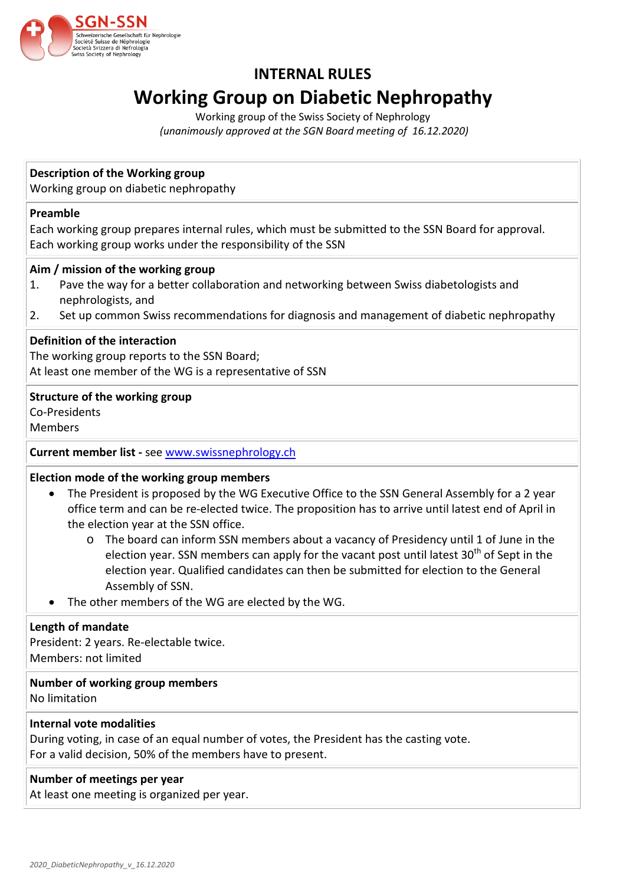# INTERNAL RULES

## Working Group on Diabetic Nephropathy

Working group of the Swiss Society of Nephrology

*(unanimously approved at the SGN Board meeting of 16.12.2020)*

**Description of the Working group**

Working group on diabetic nephropathy

**Preamble**

Each working group prepares internal rules, which must be submitted to the SSN Board for approval. Each working group works under the responsibility of the SSN

**Aim / mission of the working group**

1. Pave the way for a better collaboration and networking between Swiss diabetologists and nephrologists, and
2. Set up common Swiss recommendations for diagnosis and management of diabetic nephropathy

**Definition of the interaction**

The working group reports to the SSN Board;
At least one member of the WG is a representative of SSN

**Structure of the working group**

Co-Presidents
Members

**Current member list -** see [www.swissnephrology.ch](www.swissnephrology.ch)

**Election mode of the working group members**

- The President is proposed by the WG Executive Office to the SSN General Assembly for a 2 year office term and can be re-elected twice. The proposition has to arrive until latest end of April in the election year at the SSN office.
  - The board can inform SSN members about a vacancy of Presidency until 1 of June in the election year. SSN members can apply for the vacant post until latest 30th of Sept in the election year. Qualified candidates can then be submitted for election to the General Assembly of SSN.
- The other members of the WG are elected by the WG.

**Length of mandate**

President: 2 years. Re-electable twice.
Members: not limited

**Number of working group members**

No limitation

**Internal vote modalities**

During voting, in case of an equal number of votes, the President has the casting vote.
For a valid decision, 50% of the members have to present.

**Number of meetings per year**

At least one meeting is organized per year.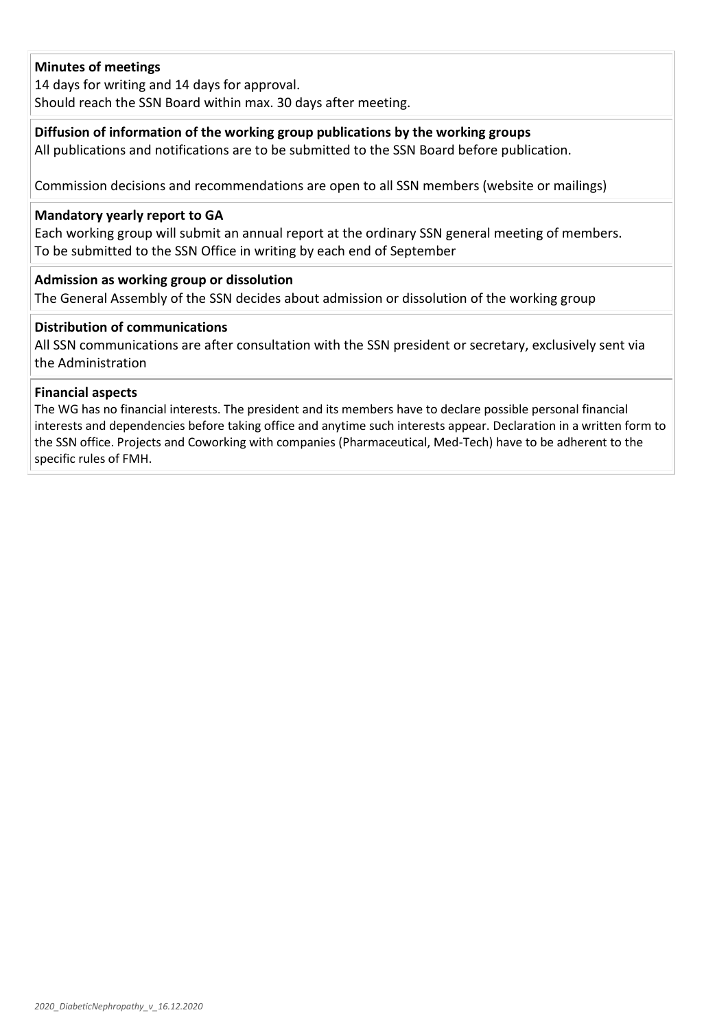**Minutes of meetings**

14 days for writing and 14 days for approval.
Should reach the SSN Board within max. 30 days after meeting.

**Diffusion of information of the working group publications by the working groups**

All publications and notifications are to be submitted to the SSN Board before publication.

Commission decisions and recommendations are open to all SSN members (website or mailings)

**Mandatory yearly report to GA**

Each working group will submit an annual report at the ordinary SSN general meeting of members.
To be submitted to the SSN Office in writing by each end of September

**Admission as working group or dissolution**

The General Assembly of the SSN decides about admission or dissolution of the working group

**Distribution of communications**

All SSN communications are after consultation with the SSN president or secretary, exclusively sent via the Administration

**Financial aspects**

The WG has no financial interests. The president and its members have to declare possible personal financial interests and dependencies before taking office and anytime such interests appear. Declaration in a written form to the SSN office. Projects and Coworking with companies (Pharmaceutical, Med-Tech) have to be adherent to the specific rules of FMH.